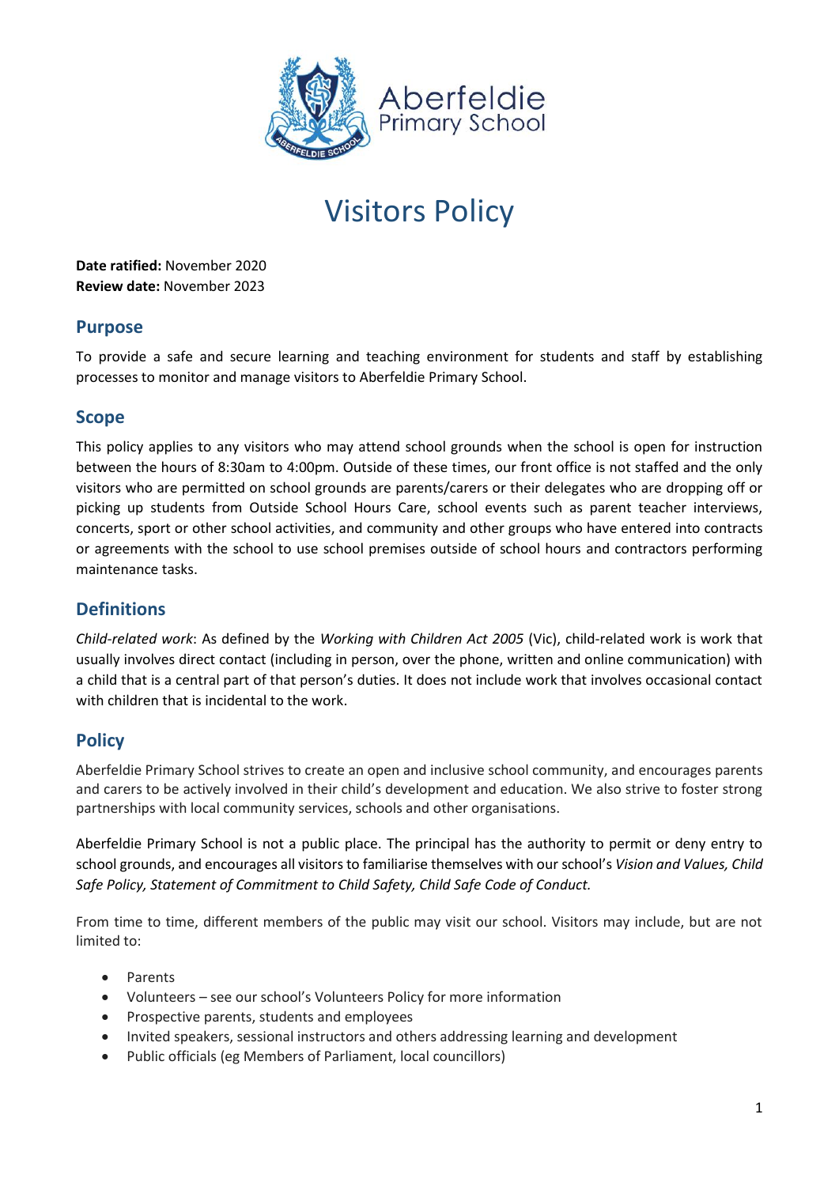# Visitors Policy

**Date ratified:** November 2020
**Review date:** November 2023

## Purpose

To provide a safe and secure learning and teaching environment for students and staff by establishing processes to monitor and manage visitors to Aberfeldie Primary School.

## Scope

This policy applies to any visitors who may attend school grounds when the school is open for instruction between the hours of 8:30am to 4:00pm. Outside of these times, our front office is not staffed and the only visitors who are permitted on school grounds are parents/carers or their delegates who are dropping off or picking up students from Outside School Hours Care, school events such as parent teacher interviews, concerts, sport or other school activities, and community and other groups who have entered into contracts or agreements with the school to use school premises outside of school hours and contractors performing maintenance tasks.

## Definitions

*Child-related work*: As defined by the *Working with Children Act 2005* (Vic), child-related work is work that usually involves direct contact (including in person, over the phone, written and online communication) with a child that is a central part of that person's duties. It does not include work that involves occasional contact with children that is incidental to the work.

## Policy

Aberfeldie Primary School strives to create an open and inclusive school community, and encourages parents and carers to be actively involved in their child's development and education. We also strive to foster strong partnerships with local community services, schools and other organisations.

Aberfeldie Primary School is not a public place. The principal has the authority to permit or deny entry to school grounds, and encourages all visitors to familiarise themselves with our school's *Vision and Values, Child Safe Policy, Statement of Commitment to Child Safety, Child Safe Code of Conduct.*

From time to time, different members of the public may visit our school. Visitors may include, but are not limited to:

- Parents
- Volunteers – see our school's Volunteers Policy for more information
- Prospective parents, students and employees
- Invited speakers, sessional instructors and others addressing learning and development
- Public officials (eg Members of Parliament, local councillors)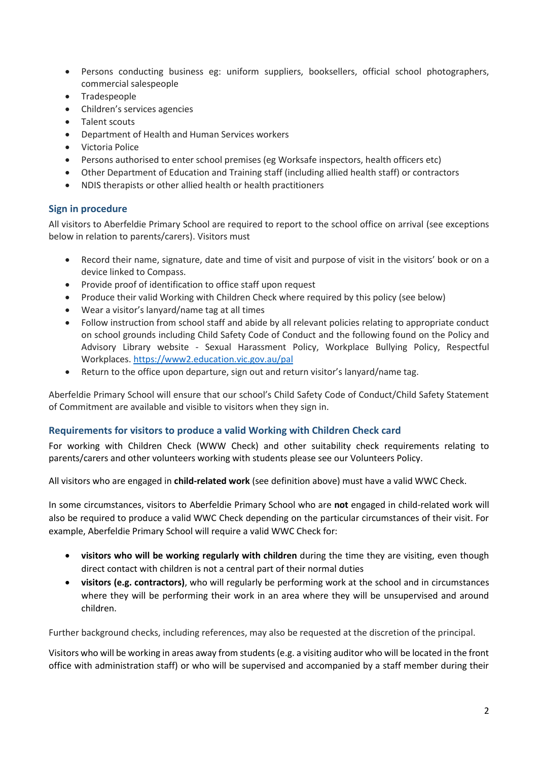- Persons conducting business eg: uniform suppliers, booksellers, official school photographers, commercial salespeople
- Tradespeople
- Children's services agencies
- Talent scouts
- Department of Health and Human Services workers
- Victoria Police
- Persons authorised to enter school premises (eg Worksafe inspectors, health officers etc)
- Other Department of Education and Training staff (including allied health staff) or contractors
- NDIS therapists or other allied health or health practitioners

## Sign in procedure

All visitors to Aberfeldie Primary School are required to report to the school office on arrival (see exceptions below in relation to parents/carers). Visitors must

- Record their name, signature, date and time of visit and purpose of visit in the visitors' book or on a device linked to Compass.
- Provide proof of identification to office staff upon request
- Produce their valid Working with Children Check where required by this policy (see below)
- Wear a visitor's lanyard/name tag at all times
- Follow instruction from school staff and abide by all relevant policies relating to appropriate conduct on school grounds including Child Safety Code of Conduct and the following found on the Policy and Advisory Library website - Sexual Harassment Policy, Workplace Bullying Policy, Respectful Workplaces. [https://www2.education.vic.gov.au/pal](https://www2.education.vic.gov.au/pal)
- Return to the office upon departure, sign out and return visitor's lanyard/name tag.

Aberfeldie Primary School will ensure that our school's Child Safety Code of Conduct/Child Safety Statement of Commitment are available and visible to visitors when they sign in.

### Requirements for visitors to produce a valid Working with Children Check card

For working with Children Check (WWW Check) and other suitability check requirements relating to parents/carers and other volunteers working with students please see our Volunteers Policy.

All visitors who are engaged in **child-related work** (see definition above) must have a valid WWC Check.

In some circumstances, visitors to Aberfeldie Primary School who are **not** engaged in child-related work will also be required to produce a valid WWC Check depending on the particular circumstances of their visit. For example, Aberfeldie Primary School will require a valid WWC Check for:

- **visitors who will be working regularly with children** during the time they are visiting, even though direct contact with children is not a central part of their normal duties
- **visitors (e.g. contractors)**, who will regularly be performing work at the school and in circumstances where they will be performing their work in an area where they will be unsupervised and around children.

Further background checks, including references, may also be requested at the discretion of the principal.

Visitors who will be working in areas away from students (e.g. a visiting auditor who will be located in the front office with administration staff) or who will be supervised and accompanied by a staff member during their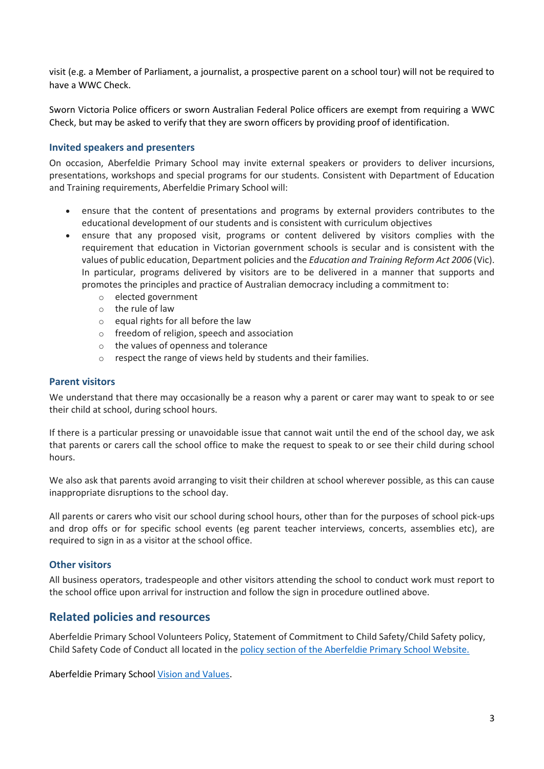visit (e.g. a Member of Parliament, a journalist, a prospective parent on a school tour) will not be required to have a WWC Check.

Sworn Victoria Police officers or sworn Australian Federal Police officers are exempt from requiring a WWC Check, but may be asked to verify that they are sworn officers by providing proof of identification.

### Invited speakers and presenters

On occasion, Aberfeldie Primary School may invite external speakers or providers to deliver incursions, presentations, workshops and special programs for our students. Consistent with Department of Education and Training requirements, Aberfeldie Primary School will:

- ensure that the content of presentations and programs by external providers contributes to the educational development of our students and is consistent with curriculum objectives
- ensure that any proposed visit, programs or content delivered by visitors complies with the requirement that education in Victorian government schools is secular and is consistent with the values of public education, Department policies and the *Education and Training Reform Act 2006* (Vic). In particular, programs delivered by visitors are to be delivered in a manner that supports and promotes the principles and practice of Australian democracy including a commitment to:
  - elected government
  - the rule of law
  - equal rights for all before the law
  - freedom of religion, speech and association
  - the values of openness and tolerance
  - respect the range of views held by students and their families.

### Parent visitors

We understand that there may occasionally be a reason why a parent or carer may want to speak to or see their child at school, during school hours.

If there is a particular pressing or unavoidable issue that cannot wait until the end of the school day, we ask that parents or carers call the school office to make the request to speak to or see their child during school hours.

We also ask that parents avoid arranging to visit their children at school wherever possible, as this can cause inappropriate disruptions to the school day.

All parents or carers who visit our school during school hours, other than for the purposes of school pick-ups and drop offs or for specific school events (eg parent teacher interviews, concerts, assemblies etc), are required to sign in as a visitor at the school office.

### Other visitors

All business operators, tradespeople and other visitors attending the school to conduct work must report to the school office upon arrival for instruction and follow the sign in procedure outlined above.

## Related policies and resources

Aberfeldie Primary School Volunteers Policy, Statement of Commitment to Child Safety/Child Safety policy, Child Safety Code of Conduct all located in the policy section of the Aberfeldie Primary School Website.

Aberfeldie Primary School Vision and Values.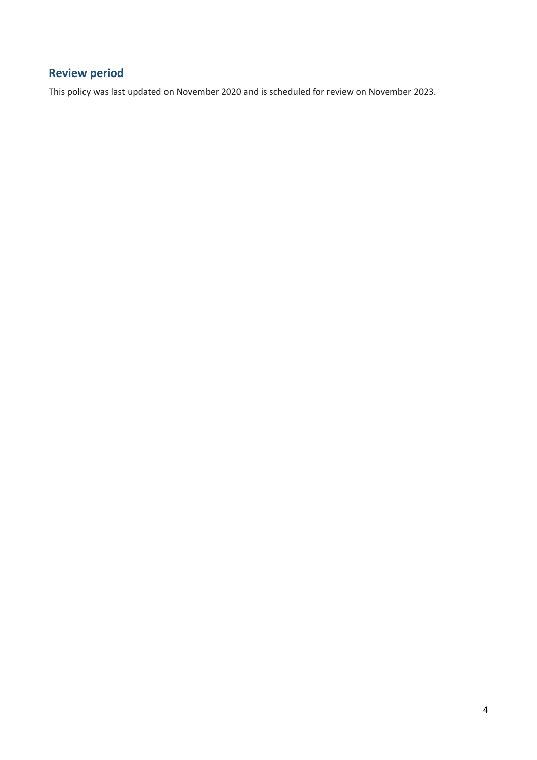## Review period

This policy was last updated on November 2020 and is scheduled for review on November 2023.